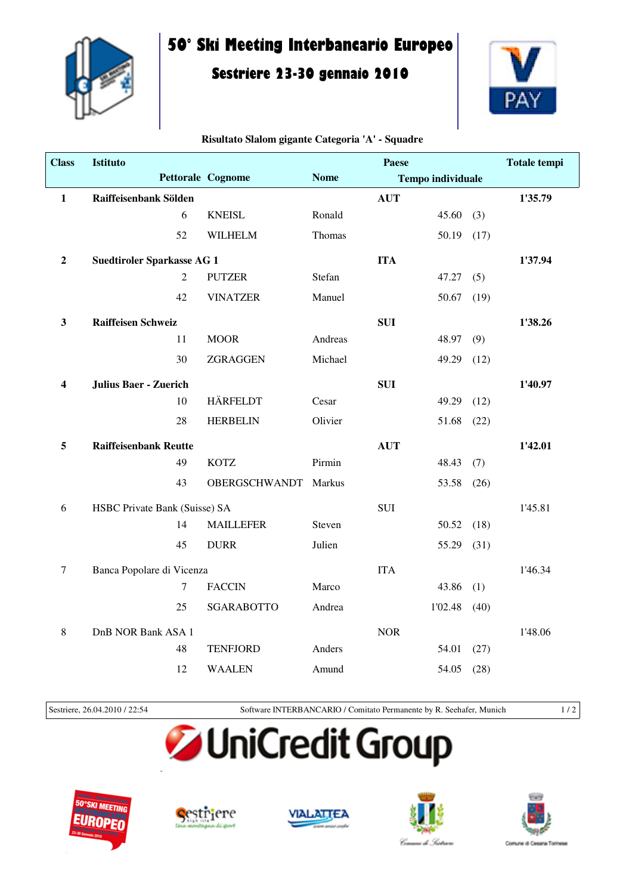# 50° Ski Meeting Interbancario Europeo

## Sestriere 23-30 gennaio 2010

**Risultato Slalom gigante Categoria 'A' - Squadre**

| Class | Istituto | | | Paese | | Totale tempi |
|---|---|---|---|---|---|---|
| | Pettorale | Cognome | Nome | Tempo individuale | | |
| **1** | **Raiffeisenbank Sölden** | | | **AUT** | | **1'35.79** |
| | 6 | KNEISL | Ronald | 45.60 | (3) | |
| | 52 | WILHELM | Thomas | 50.19 | (17) | |
| **2** | **Suedtiroler Sparkasse AG 1** | | | **ITA** | | **1'37.94** |
| | 2 | PUTZER | Stefan | 47.27 | (5) | |
| | 42 | VINATZER | Manuel | 50.67 | (19) | |
| **3** | **Raiffeisen Schweiz** | | | **SUI** | | **1'38.26** |
| | 11 | MOOR | Andreas | 48.97 | (9) | |
| | 30 | ZGRAGGEN | Michael | 49.29 | (12) | |
| **4** | **Julius Baer - Zuerich** | | | **SUI** | | **1'40.97** |
| | 10 | HÄRFELDT | Cesar | 49.29 | (12) | |
| | 28 | HERBELIN | Olivier | 51.68 | (22) | |
| **5** | **Raiffeisenbank Reutte** | | | **AUT** | | **1'42.01** |
| | 49 | KOTZ | Pirmin | 48.43 | (7) | |
| | 43 | OBERGSCHWANDT | Markus | 53.58 | (26) | |
| 6 | HSBC Private Bank (Suisse) SA | | | SUI | | 1'45.81 |
| | 14 | MAILLEFER | Steven | 50.52 | (18) | |
| | 45 | DURR | Julien | 55.29 | (31) | |
| 7 | Banca Popolare di Vicenza | | | ITA | | 1'46.34 |
| | 7 | FACCIN | Marco | 43.86 | (1) | |
| | 25 | SGARABOTTO | Andrea | 1'02.48 | (40) | |
| 8 | DnB NOR Bank ASA 1 | | | NOR | | 1'48.06 |
| | 48 | TENFJORD | Anders | 54.01 | (27) | |
| | 12 | WAALEN | Amund | 54.05 | (28) | |

Sestriere, 26.04.2010 / 22:54 — Software INTERBANCARIO / Comitato Permanente by R. Seehafer, Munich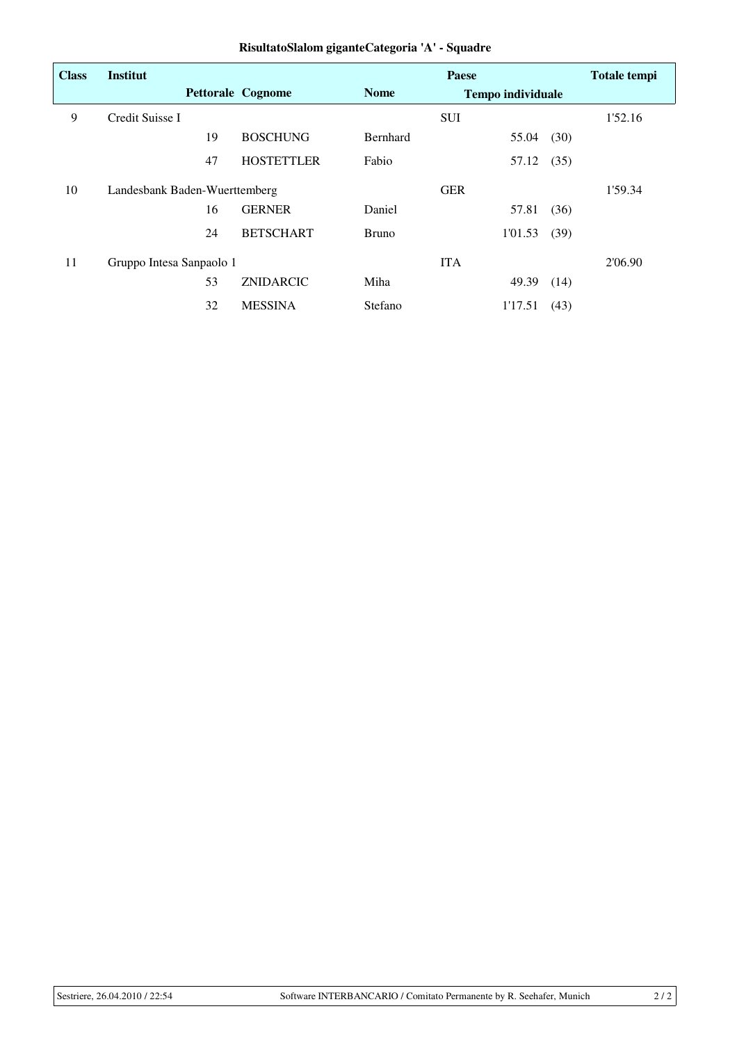# RisultatoSlalom giganteCategoria 'A' - Squadre

| Class | Institut | | | | Paese | | | Totale tempi |
|---|---|---|---|---|---|---|---|---|
| | | Pettorale | Cognome | Nome | Tempo individuale | | | |
| 9 | Credit Suisse I | | | | SUI | | | 1'52.16 |
| | | 19 | BOSCHUNG | Bernhard | | 55.04 | (30) | |
| | | 47 | HOSTETTLER | Fabio | | 57.12 | (35) | |
| 10 | Landesbank Baden-Wuerttemberg | | | | GER | | | 1'59.34 |
| | | 16 | GERNER | Daniel | | 57.81 | (36) | |
| | | 24 | BETSCHART | Bruno | | 1'01.53 | (39) | |
| 11 | Gruppo Intesa Sanpaolo 1 | | | | ITA | | | 2'06.90 |
| | | 53 | ZNIDARCIC | Miha | | 49.39 | (14) | |
| | | 32 | MESSINA | Stefano | | 1'17.51 | (43) | |

Sestriere, 26.04.2010 / 22:54 — Software INTERBANCARIO / Comitato Permanente by R. Seehafer, Munich